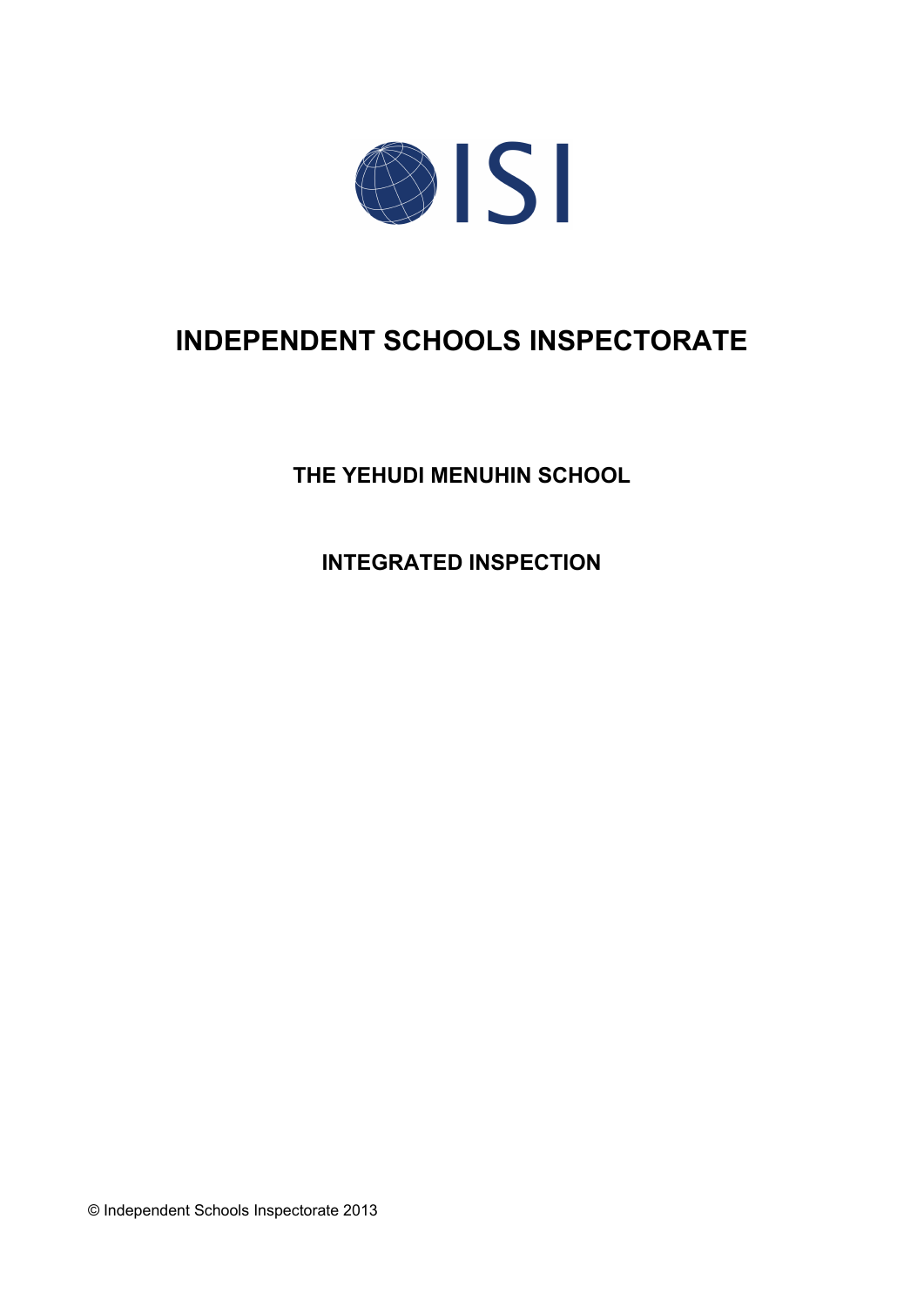# INDEPENDENT SCHOOLS INSPECTORATE

## THE YEHUDI MENUHIN SCHOOL

## INTEGRATED INSPECTION

© Independent Schools Inspectorate 2013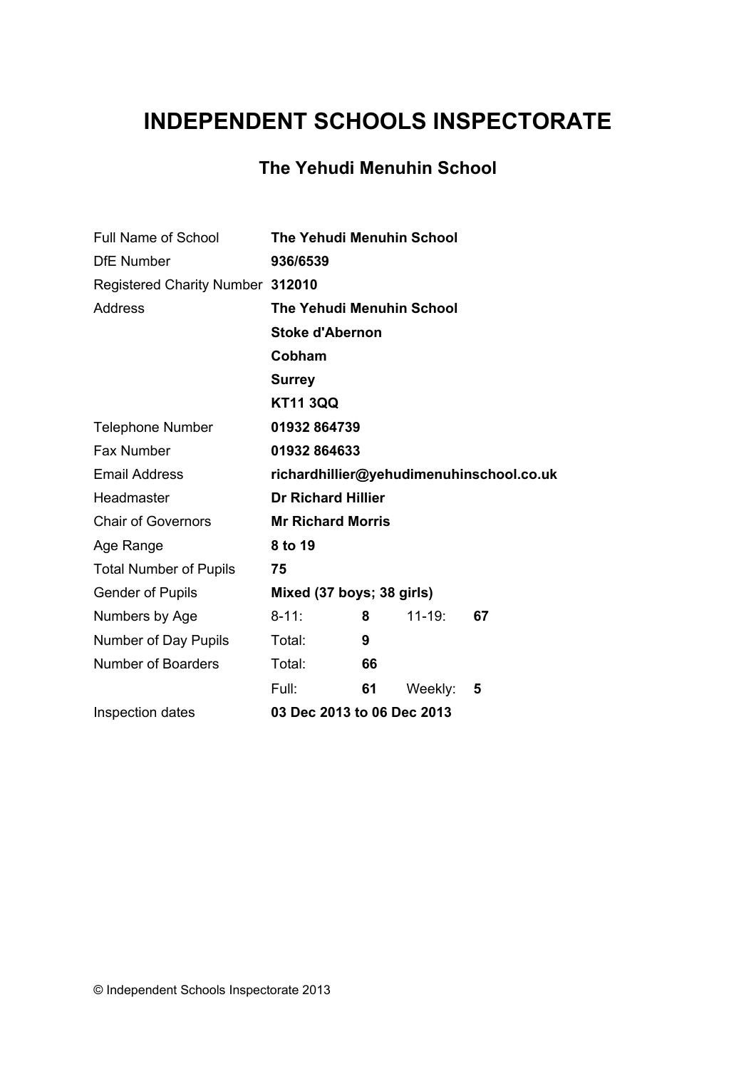# INDEPENDENT SCHOOLS INSPECTORATE

## The Yehudi Menuhin School

| | | | | |
|---|---|---|---|---|
| Full Name of School | **The Yehudi Menuhin School** | | | |
| DfE Number | **936/6539** | | | |
| Registered Charity Number | **312010** | | | |
| Address | **The Yehudi Menuhin School** | | | |
| | **Stoke d'Abernon** | | | |
| | **Cobham** | | | |
| | **Surrey** | | | |
| | **KT11 3QQ** | | | |
| Telephone Number | **01932 864739** | | | |
| Fax Number | **01932 864633** | | | |
| Email Address | **richardhillier@yehudimenuhinschool.co.uk** | | | |
| Headmaster | **Dr Richard Hillier** | | | |
| Chair of Governors | **Mr Richard Morris** | | | |
| Age Range | **8 to 19** | | | |
| Total Number of Pupils | **75** | | | |
| Gender of Pupils | **Mixed (37 boys; 38 girls)** | | | |
| Numbers by Age | 8-11: | **8** | 11-19: | **67** |
| Number of Day Pupils | Total: | **9** | | |
| Number of Boarders | Total: | **66** | | |
| | Full: | **61** | Weekly: | **5** |
| Inspection dates | **03 Dec 2013 to 06 Dec 2013** | | | |

© Independent Schools Inspectorate 2013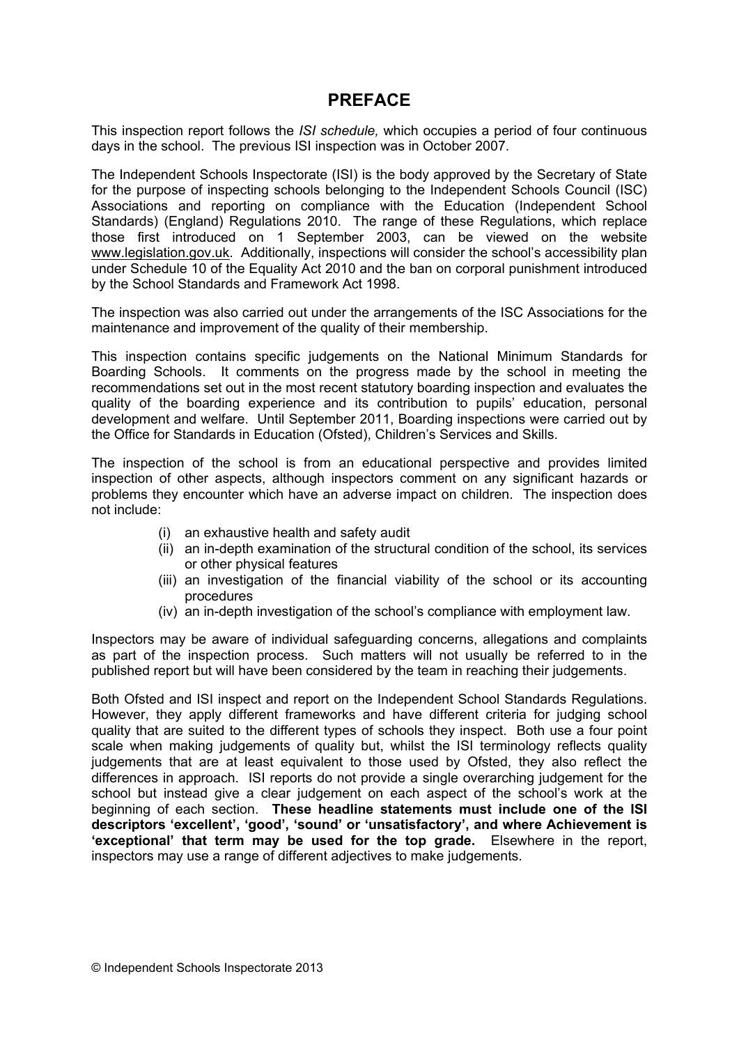# PREFACE

This inspection report follows the *ISI schedule,* which occupies a period of four continuous days in the school. The previous ISI inspection was in October 2007.

The Independent Schools Inspectorate (ISI) is the body approved by the Secretary of State for the purpose of inspecting schools belonging to the Independent Schools Council (ISC) Associations and reporting on compliance with the Education (Independent School Standards) (England) Regulations 2010. The range of these Regulations, which replace those first introduced on 1 September 2003, can be viewed on the website www.legislation.gov.uk. Additionally, inspections will consider the school's accessibility plan under Schedule 10 of the Equality Act 2010 and the ban on corporal punishment introduced by the School Standards and Framework Act 1998.

The inspection was also carried out under the arrangements of the ISC Associations for the maintenance and improvement of the quality of their membership.

This inspection contains specific judgements on the National Minimum Standards for Boarding Schools. It comments on the progress made by the school in meeting the recommendations set out in the most recent statutory boarding inspection and evaluates the quality of the boarding experience and its contribution to pupils' education, personal development and welfare. Until September 2011, Boarding inspections were carried out by the Office for Standards in Education (Ofsted), Children's Services and Skills.

The inspection of the school is from an educational perspective and provides limited inspection of other aspects, although inspectors comment on any significant hazards or problems they encounter which have an adverse impact on children. The inspection does not include:

(i) an exhaustive health and safety audit
(ii) an in-depth examination of the structural condition of the school, its services or other physical features
(iii) an investigation of the financial viability of the school or its accounting procedures
(iv) an in-depth investigation of the school's compliance with employment law.

Inspectors may be aware of individual safeguarding concerns, allegations and complaints as part of the inspection process. Such matters will not usually be referred to in the published report but will have been considered by the team in reaching their judgements.

Both Ofsted and ISI inspect and report on the Independent School Standards Regulations. However, they apply different frameworks and have different criteria for judging school quality that are suited to the different types of schools they inspect. Both use a four point scale when making judgements of quality but, whilst the ISI terminology reflects quality judgements that are at least equivalent to those used by Ofsted, they also reflect the differences in approach. ISI reports do not provide a single overarching judgement for the school but instead give a clear judgement on each aspect of the school's work at the beginning of each section. **These headline statements must include one of the ISI descriptors 'excellent', 'good', 'sound' or 'unsatisfactory', and where Achievement is 'exceptional' that term may be used for the top grade.** Elsewhere in the report, inspectors may use a range of different adjectives to make judgements.

© Independent Schools Inspectorate 2013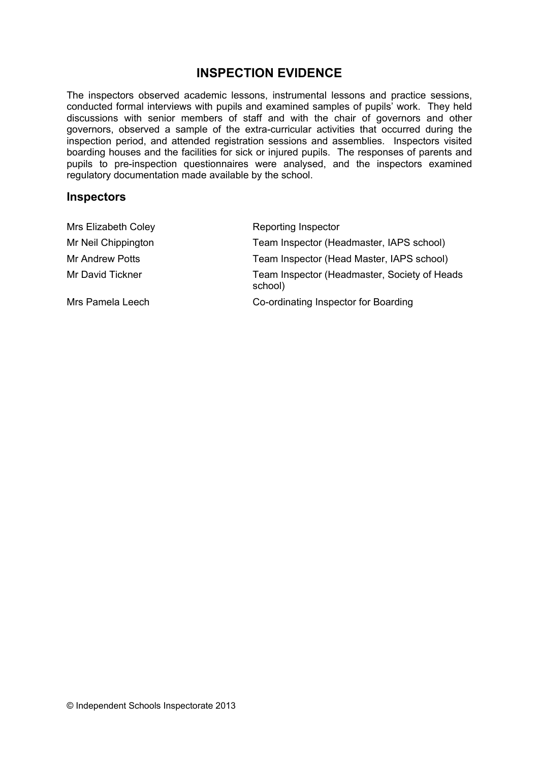# INSPECTION EVIDENCE

The inspectors observed academic lessons, instrumental lessons and practice sessions, conducted formal interviews with pupils and examined samples of pupils' work. They held discussions with senior members of staff and with the chair of governors and other governors, observed a sample of the extra-curricular activities that occurred during the inspection period, and attended registration sessions and assemblies. Inspectors visited boarding houses and the facilities for sick or injured pupils. The responses of parents and pupils to pre-inspection questionnaires were analysed, and the inspectors examined regulatory documentation made available by the school.

## Inspectors

| | |
|---|---|
| Mrs Elizabeth Coley | Reporting Inspector |
| Mr Neil Chippington | Team Inspector (Headmaster, IAPS school) |
| Mr Andrew Potts | Team Inspector (Head Master, IAPS school) |
| Mr David Tickner | Team Inspector (Headmaster, Society of Heads school) |
| Mrs Pamela Leech | Co-ordinating Inspector for Boarding |

© Independent Schools Inspectorate 2013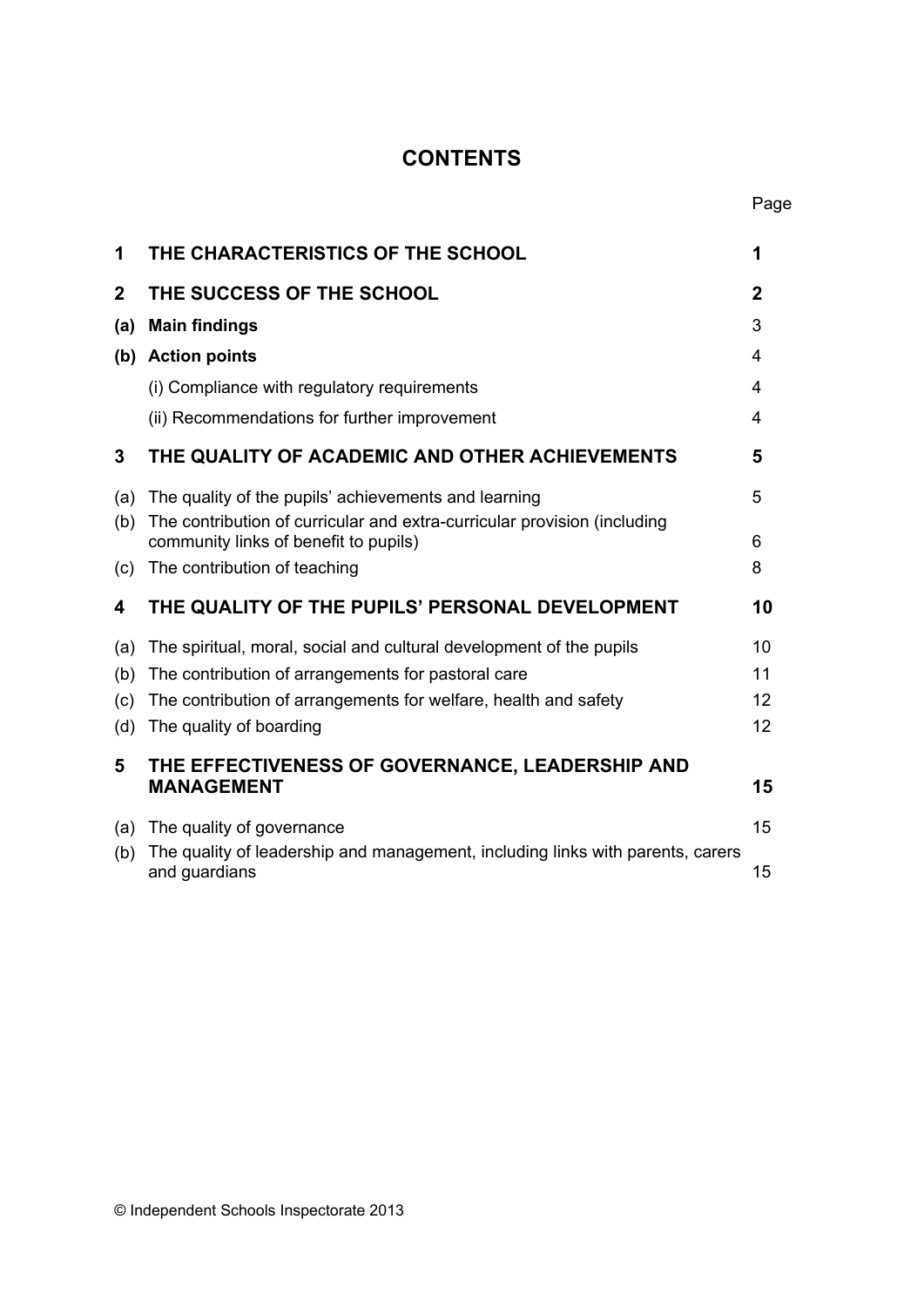# CONTENTS

| | | Page |
|---|---|---|
| **1** | **THE CHARACTERISTICS OF THE SCHOOL** | **1** |
| **2** | **THE SUCCESS OF THE SCHOOL** | **2** |
| **(a)** | **Main findings** | 3 |
| **(b)** | **Action points** | 4 |
| | (i) Compliance with regulatory requirements | 4 |
| | (ii) Recommendations for further improvement | 4 |
| **3** | **THE QUALITY OF ACADEMIC AND OTHER ACHIEVEMENTS** | **5** |
| (a) | The quality of the pupils' achievements and learning | 5 |
| (b) | The contribution of curricular and extra-curricular provision (including community links of benefit to pupils) | 6 |
| (c) | The contribution of teaching | 8 |
| **4** | **THE QUALITY OF THE PUPILS' PERSONAL DEVELOPMENT** | **10** |
| (a) | The spiritual, moral, social and cultural development of the pupils | 10 |
| (b) | The contribution of arrangements for pastoral care | 11 |
| (c) | The contribution of arrangements for welfare, health and safety | 12 |
| (d) | The quality of boarding | 12 |
| **5** | **THE EFFECTIVENESS OF GOVERNANCE, LEADERSHIP AND MANAGEMENT** | **15** |
| (a) | The quality of governance | 15 |
| (b) | The quality of leadership and management, including links with parents, carers and guardians | 15 |

© Independent Schools Inspectorate 2013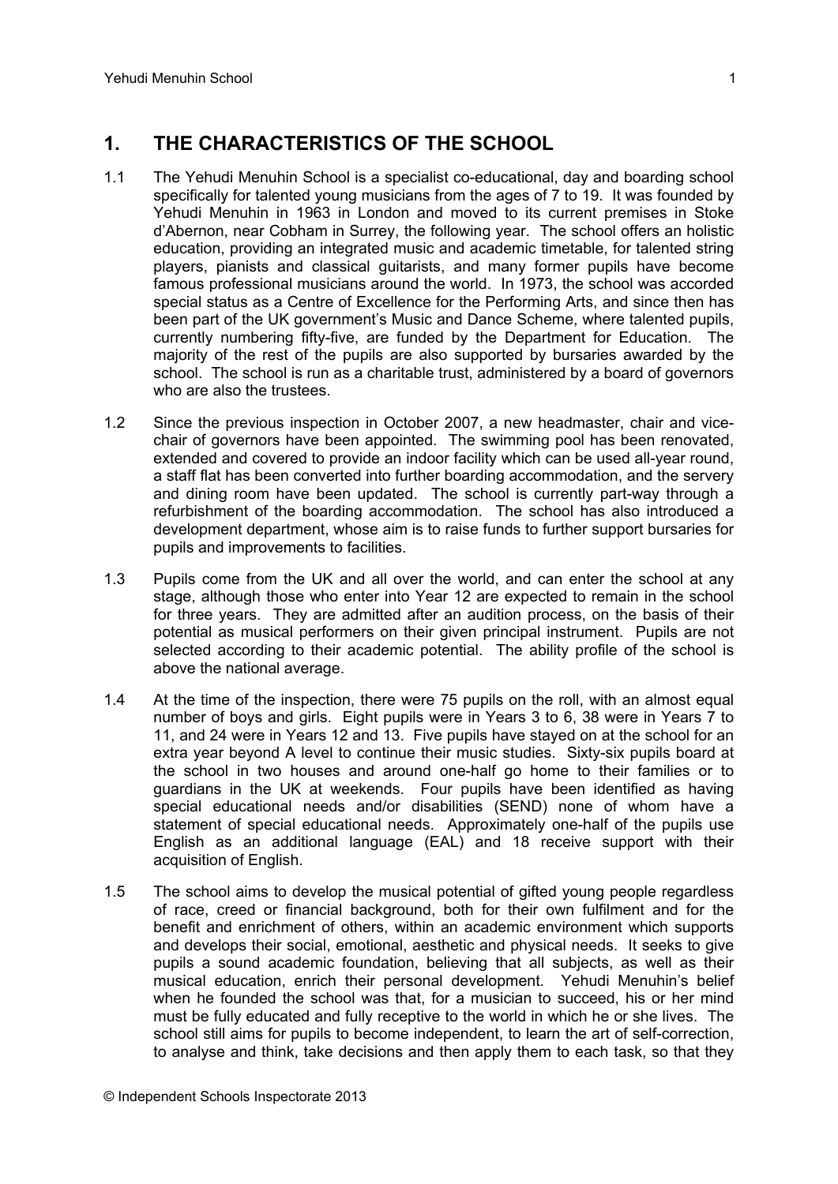## 1. THE CHARACTERISTICS OF THE SCHOOL

1.1 The Yehudi Menuhin School is a specialist co-educational, day and boarding school specifically for talented young musicians from the ages of 7 to 19. It was founded by Yehudi Menuhin in 1963 in London and moved to its current premises in Stoke d'Abernon, near Cobham in Surrey, the following year. The school offers an holistic education, providing an integrated music and academic timetable, for talented string players, pianists and classical guitarists, and many former pupils have become famous professional musicians around the world. In 1973, the school was accorded special status as a Centre of Excellence for the Performing Arts, and since then has been part of the UK government's Music and Dance Scheme, where talented pupils, currently numbering fifty-five, are funded by the Department for Education. The majority of the rest of the pupils are also supported by bursaries awarded by the school. The school is run as a charitable trust, administered by a board of governors who are also the trustees.

1.2 Since the previous inspection in October 2007, a new headmaster, chair and vice-chair of governors have been appointed. The swimming pool has been renovated, extended and covered to provide an indoor facility which can be used all-year round, a staff flat has been converted into further boarding accommodation, and the servery and dining room have been updated. The school is currently part-way through a refurbishment of the boarding accommodation. The school has also introduced a development department, whose aim is to raise funds to further support bursaries for pupils and improvements to facilities.

1.3 Pupils come from the UK and all over the world, and can enter the school at any stage, although those who enter into Year 12 are expected to remain in the school for three years. They are admitted after an audition process, on the basis of their potential as musical performers on their given principal instrument. Pupils are not selected according to their academic potential. The ability profile of the school is above the national average.

1.4 At the time of the inspection, there were 75 pupils on the roll, with an almost equal number of boys and girls. Eight pupils were in Years 3 to 6, 38 were in Years 7 to 11, and 24 were in Years 12 and 13. Five pupils have stayed on at the school for an extra year beyond A level to continue their music studies. Sixty-six pupils board at the school in two houses and around one-half go home to their families or to guardians in the UK at weekends. Four pupils have been identified as having special educational needs and/or disabilities (SEND) none of whom have a statement of special educational needs. Approximately one-half of the pupils use English as an additional language (EAL) and 18 receive support with their acquisition of English.

1.5 The school aims to develop the musical potential of gifted young people regardless of race, creed or financial background, both for their own fulfilment and for the benefit and enrichment of others, within an academic environment which supports and develops their social, emotional, aesthetic and physical needs. It seeks to give pupils a sound academic foundation, believing that all subjects, as well as their musical education, enrich their personal development. Yehudi Menuhin's belief when he founded the school was that, for a musician to succeed, his or her mind must be fully educated and fully receptive to the world in which he or she lives. The school still aims for pupils to become independent, to learn the art of self-correction, to analyse and think, take decisions and then apply them to each task, so that they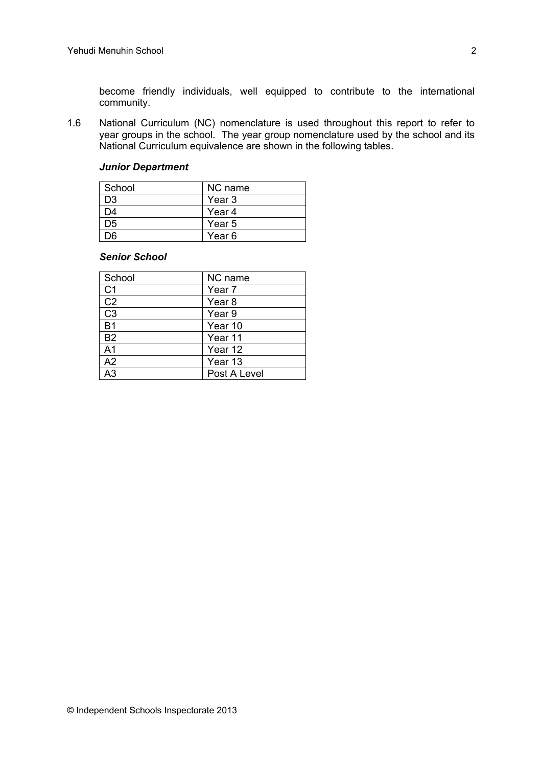become friendly individuals, well equipped to contribute to the international community.

1.6 National Curriculum (NC) nomenclature is used throughout this report to refer to year groups in the school. The year group nomenclature used by the school and its National Curriculum equivalence are shown in the following tables.

***Junior Department***

| School | NC name |
|---|---|
| D3 | Year 3 |
| D4 | Year 4 |
| D5 | Year 5 |
| D6 | Year 6 |

***Senior School***

| School | NC name |
|---|---|
| C1 | Year 7 |
| C2 | Year 8 |
| C3 | Year 9 |
| B1 | Year 10 |
| B2 | Year 11 |
| A1 | Year 12 |
| A2 | Year 13 |
| A3 | Post A Level |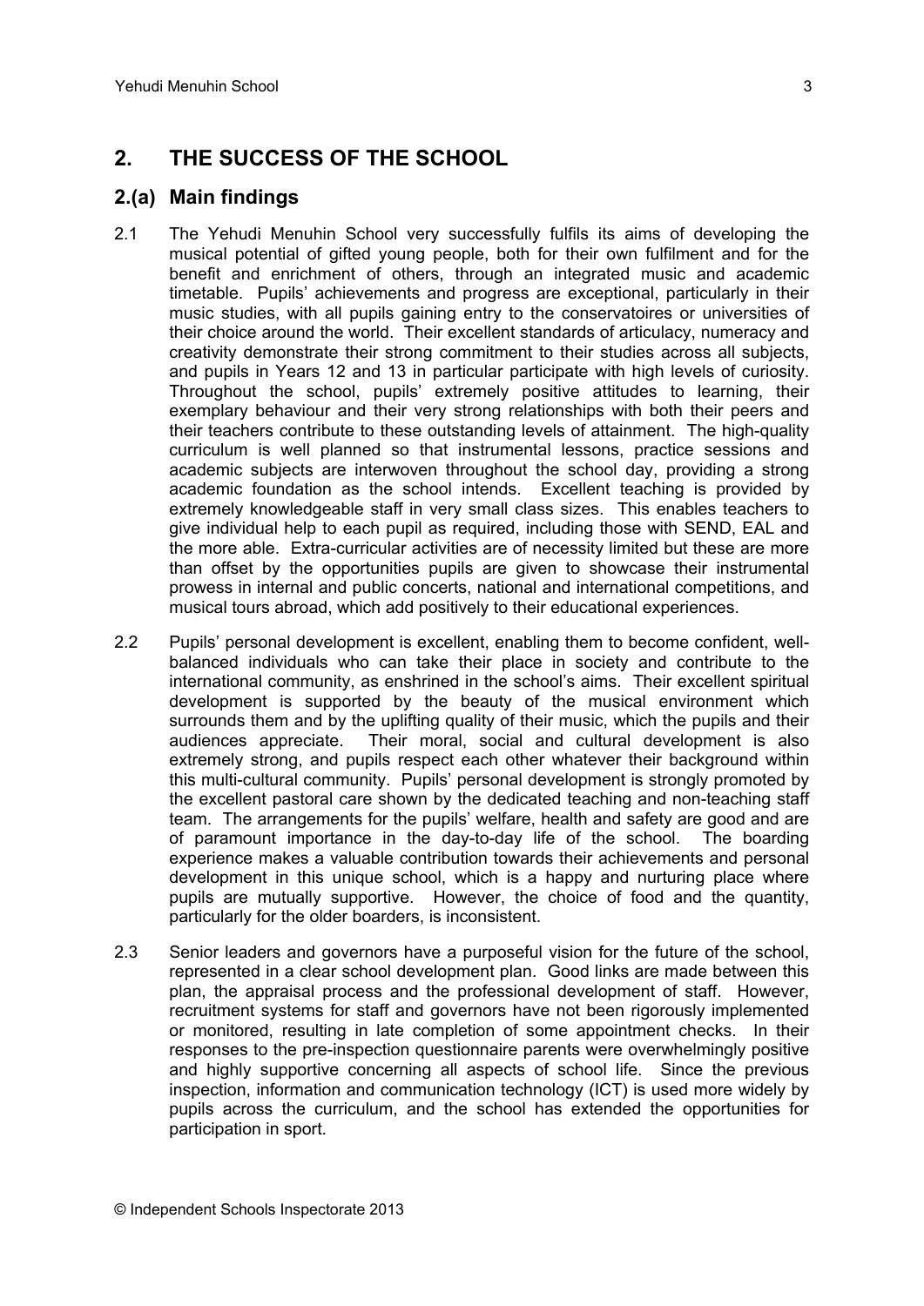## 2. THE SUCCESS OF THE SCHOOL

### 2.(a) Main findings

2.1 The Yehudi Menuhin School very successfully fulfils its aims of developing the musical potential of gifted young people, both for their own fulfilment and for the benefit and enrichment of others, through an integrated music and academic timetable. Pupils' achievements and progress are exceptional, particularly in their music studies, with all pupils gaining entry to the conservatoires or universities of their choice around the world. Their excellent standards of articulacy, numeracy and creativity demonstrate their strong commitment to their studies across all subjects, and pupils in Years 12 and 13 in particular participate with high levels of curiosity. Throughout the school, pupils' extremely positive attitudes to learning, their exemplary behaviour and their very strong relationships with both their peers and their teachers contribute to these outstanding levels of attainment. The high-quality curriculum is well planned so that instrumental lessons, practice sessions and academic subjects are interwoven throughout the school day, providing a strong academic foundation as the school intends. Excellent teaching is provided by extremely knowledgeable staff in very small class sizes. This enables teachers to give individual help to each pupil as required, including those with SEND, EAL and the more able. Extra-curricular activities are of necessity limited but these are more than offset by the opportunities pupils are given to showcase their instrumental prowess in internal and public concerts, national and international competitions, and musical tours abroad, which add positively to their educational experiences.

2.2 Pupils' personal development is excellent, enabling them to become confident, well-balanced individuals who can take their place in society and contribute to the international community, as enshrined in the school's aims. Their excellent spiritual development is supported by the beauty of the musical environment which surrounds them and by the uplifting quality of their music, which the pupils and their audiences appreciate. Their moral, social and cultural development is also extremely strong, and pupils respect each other whatever their background within this multi-cultural community. Pupils' personal development is strongly promoted by the excellent pastoral care shown by the dedicated teaching and non-teaching staff team. The arrangements for the pupils' welfare, health and safety are good and are of paramount importance in the day-to-day life of the school. The boarding experience makes a valuable contribution towards their achievements and personal development in this unique school, which is a happy and nurturing place where pupils are mutually supportive. However, the choice of food and the quantity, particularly for the older boarders, is inconsistent.

2.3 Senior leaders and governors have a purposeful vision for the future of the school, represented in a clear school development plan. Good links are made between this plan, the appraisal process and the professional development of staff. However, recruitment systems for staff and governors have not been rigorously implemented or monitored, resulting in late completion of some appointment checks. In their responses to the pre-inspection questionnaire parents were overwhelmingly positive and highly supportive concerning all aspects of school life. Since the previous inspection, information and communication technology (ICT) is used more widely by pupils across the curriculum, and the school has extended the opportunities for participation in sport.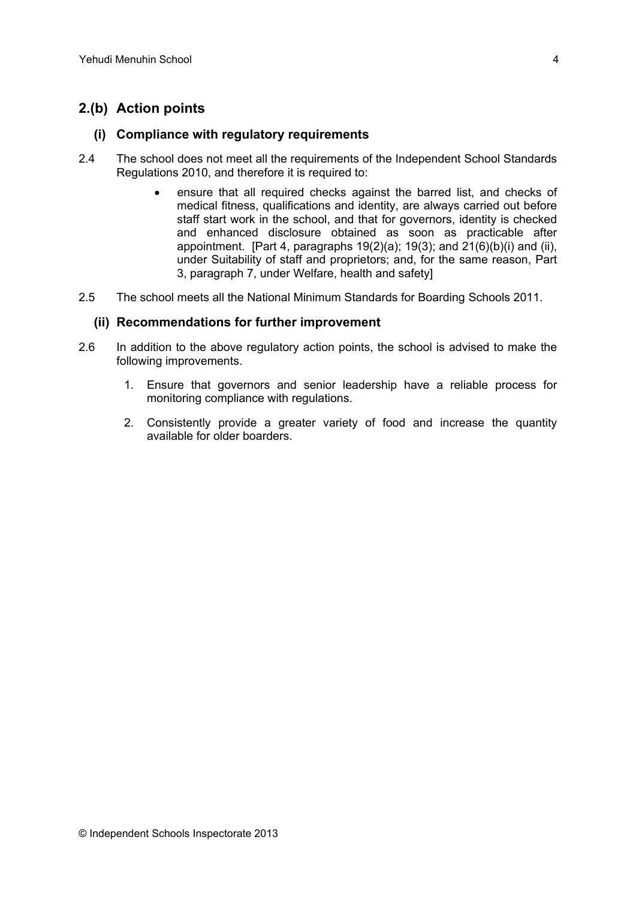## 2.(b) Action points

### (i) Compliance with regulatory requirements

2.4 The school does not meet all the requirements of the Independent School Standards Regulations 2010, and therefore it is required to:

- ensure that all required checks against the barred list, and checks of medical fitness, qualifications and identity, are always carried out before staff start work in the school, and that for governors, identity is checked and enhanced disclosure obtained as soon as practicable after appointment. [Part 4, paragraphs 19(2)(a); 19(3); and 21(6)(b)(i) and (ii), under Suitability of staff and proprietors; and, for the same reason, Part 3, paragraph 7, under Welfare, health and safety]

2.5 The school meets all the National Minimum Standards for Boarding Schools 2011.

### (ii) Recommendations for further improvement

2.6 In addition to the above regulatory action points, the school is advised to make the following improvements.

1. Ensure that governors and senior leadership have a reliable process for monitoring compliance with regulations.
2. Consistently provide a greater variety of food and increase the quantity available for older boarders.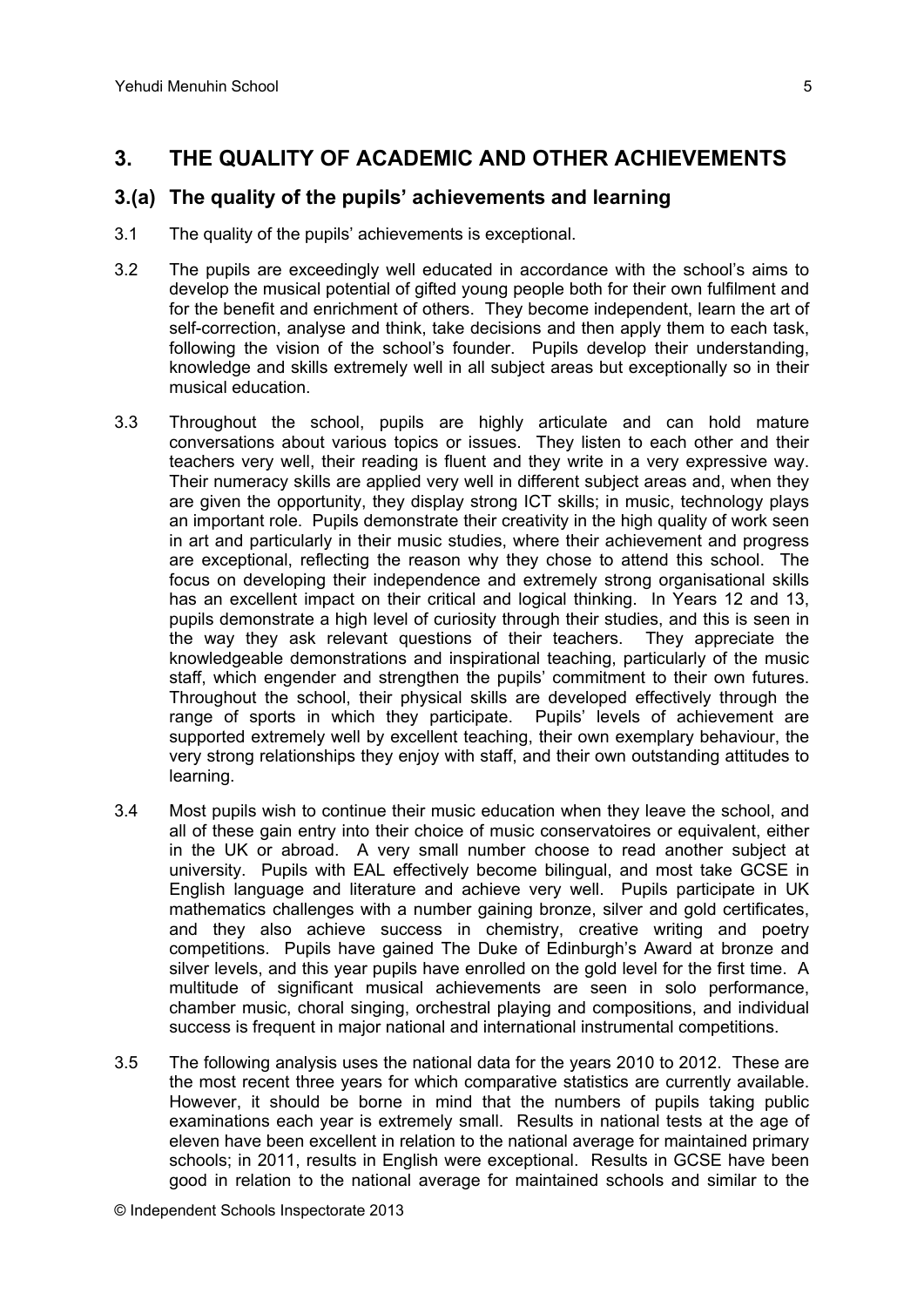## 3. THE QUALITY OF ACADEMIC AND OTHER ACHIEVEMENTS

### 3.(a) The quality of the pupils' achievements and learning

3.1 The quality of the pupils' achievements is exceptional.

3.2 The pupils are exceedingly well educated in accordance with the school's aims to develop the musical potential of gifted young people both for their own fulfilment and for the benefit and enrichment of others. They become independent, learn the art of self-correction, analyse and think, take decisions and then apply them to each task, following the vision of the school's founder. Pupils develop their understanding, knowledge and skills extremely well in all subject areas but exceptionally so in their musical education.

3.3 Throughout the school, pupils are highly articulate and can hold mature conversations about various topics or issues. They listen to each other and their teachers very well, their reading is fluent and they write in a very expressive way. Their numeracy skills are applied very well in different subject areas and, when they are given the opportunity, they display strong ICT skills; in music, technology plays an important role. Pupils demonstrate their creativity in the high quality of work seen in art and particularly in their music studies, where their achievement and progress are exceptional, reflecting the reason why they chose to attend this school. The focus on developing their independence and extremely strong organisational skills has an excellent impact on their critical and logical thinking. In Years 12 and 13, pupils demonstrate a high level of curiosity through their studies, and this is seen in the way they ask relevant questions of their teachers. They appreciate the knowledgeable demonstrations and inspirational teaching, particularly of the music staff, which engender and strengthen the pupils' commitment to their own futures. Throughout the school, their physical skills are developed effectively through the range of sports in which they participate. Pupils' levels of achievement are supported extremely well by excellent teaching, their own exemplary behaviour, the very strong relationships they enjoy with staff, and their own outstanding attitudes to learning.

3.4 Most pupils wish to continue their music education when they leave the school, and all of these gain entry into their choice of music conservatoires or equivalent, either in the UK or abroad. A very small number choose to read another subject at university. Pupils with EAL effectively become bilingual, and most take GCSE in English language and literature and achieve very well. Pupils participate in UK mathematics challenges with a number gaining bronze, silver and gold certificates, and they also achieve success in chemistry, creative writing and poetry competitions. Pupils have gained The Duke of Edinburgh's Award at bronze and silver levels, and this year pupils have enrolled on the gold level for the first time. A multitude of significant musical achievements are seen in solo performance, chamber music, choral singing, orchestral playing and compositions, and individual success is frequent in major national and international instrumental competitions.

3.5 The following analysis uses the national data for the years 2010 to 2012. These are the most recent three years for which comparative statistics are currently available. However, it should be borne in mind that the numbers of pupils taking public examinations each year is extremely small. Results in national tests at the age of eleven have been excellent in relation to the national average for maintained primary schools; in 2011, results in English were exceptional. Results in GCSE have been good in relation to the national average for maintained schools and similar to the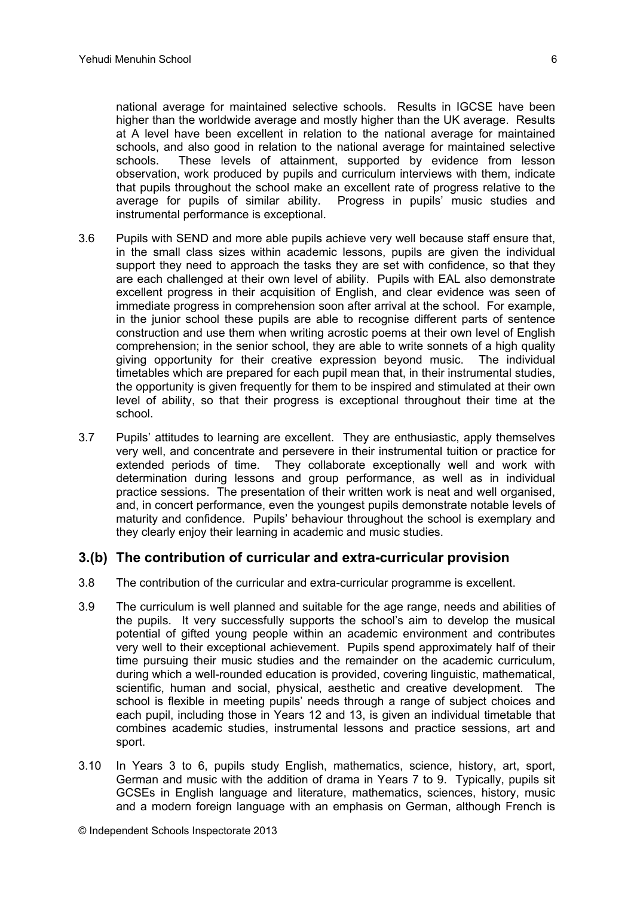national average for maintained selective schools. Results in IGCSE have been higher than the worldwide average and mostly higher than the UK average. Results at A level have been excellent in relation to the national average for maintained schools, and also good in relation to the national average for maintained selective schools. These levels of attainment, supported by evidence from lesson observation, work produced by pupils and curriculum interviews with them, indicate that pupils throughout the school make an excellent rate of progress relative to the average for pupils of similar ability. Progress in pupils' music studies and instrumental performance is exceptional.

3.6 Pupils with SEND and more able pupils achieve very well because staff ensure that, in the small class sizes within academic lessons, pupils are given the individual support they need to approach the tasks they are set with confidence, so that they are each challenged at their own level of ability. Pupils with EAL also demonstrate excellent progress in their acquisition of English, and clear evidence was seen of immediate progress in comprehension soon after arrival at the school. For example, in the junior school these pupils are able to recognise different parts of sentence construction and use them when writing acrostic poems at their own level of English comprehension; in the senior school, they are able to write sonnets of a high quality giving opportunity for their creative expression beyond music. The individual timetables which are prepared for each pupil mean that, in their instrumental studies, the opportunity is given frequently for them to be inspired and stimulated at their own level of ability, so that their progress is exceptional throughout their time at the school.

3.7 Pupils' attitudes to learning are excellent. They are enthusiastic, apply themselves very well, and concentrate and persevere in their instrumental tuition or practice for extended periods of time. They collaborate exceptionally well and work with determination during lessons and group performance, as well as in individual practice sessions. The presentation of their written work is neat and well organised, and, in concert performance, even the youngest pupils demonstrate notable levels of maturity and confidence. Pupils' behaviour throughout the school is exemplary and they clearly enjoy their learning in academic and music studies.

## 3.(b) The contribution of curricular and extra-curricular provision

3.8 The contribution of the curricular and extra-curricular programme is excellent.

3.9 The curriculum is well planned and suitable for the age range, needs and abilities of the pupils. It very successfully supports the school's aim to develop the musical potential of gifted young people within an academic environment and contributes very well to their exceptional achievement. Pupils spend approximately half of their time pursuing their music studies and the remainder on the academic curriculum, during which a well-rounded education is provided, covering linguistic, mathematical, scientific, human and social, physical, aesthetic and creative development. The school is flexible in meeting pupils' needs through a range of subject choices and each pupil, including those in Years 12 and 13, is given an individual timetable that combines academic studies, instrumental lessons and practice sessions, art and sport.

3.10 In Years 3 to 6, pupils study English, mathematics, science, history, art, sport, German and music with the addition of drama in Years 7 to 9. Typically, pupils sit GCSEs in English language and literature, mathematics, sciences, history, music and a modern foreign language with an emphasis on German, although French is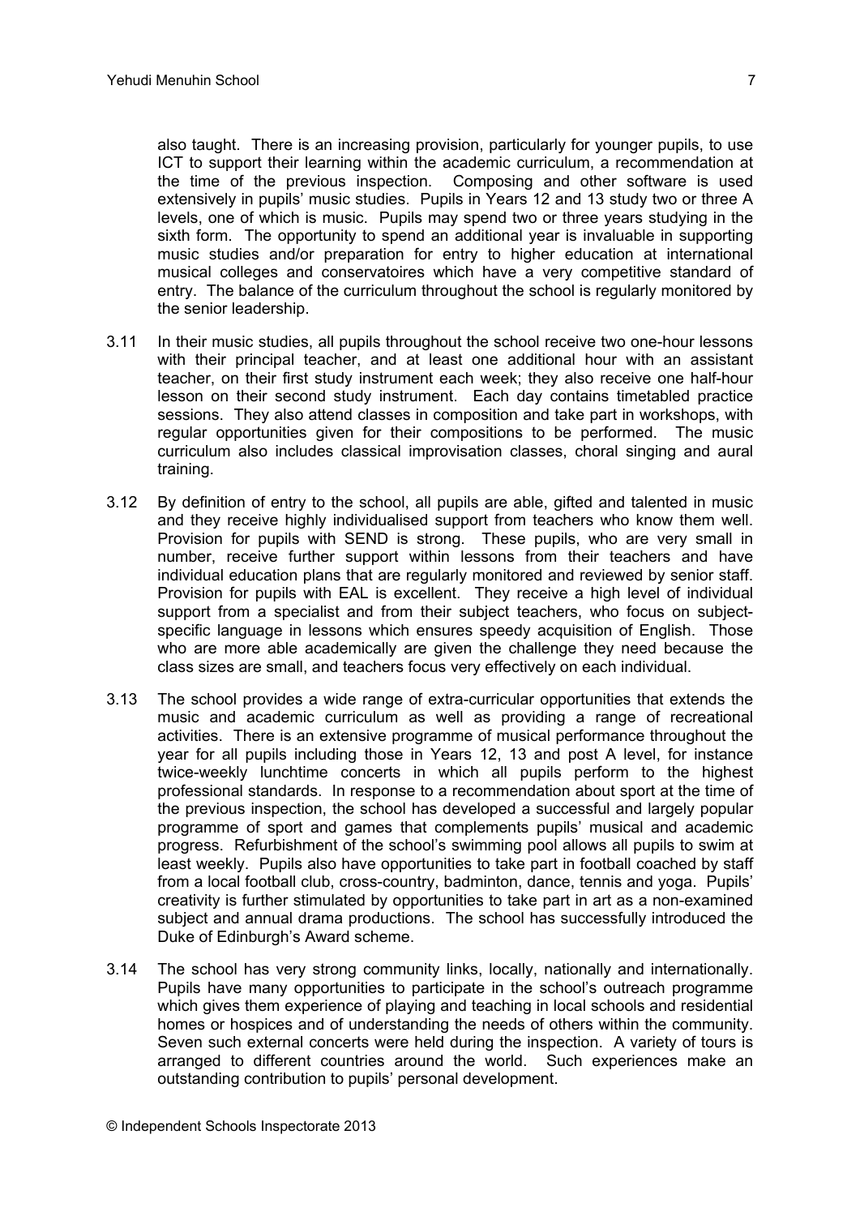also taught. There is an increasing provision, particularly for younger pupils, to use ICT to support their learning within the academic curriculum, a recommendation at the time of the previous inspection. Composing and other software is used extensively in pupils' music studies. Pupils in Years 12 and 13 study two or three A levels, one of which is music. Pupils may spend two or three years studying in the sixth form. The opportunity to spend an additional year is invaluable in supporting music studies and/or preparation for entry to higher education at international musical colleges and conservatoires which have a very competitive standard of entry. The balance of the curriculum throughout the school is regularly monitored by the senior leadership.

3.11 In their music studies, all pupils throughout the school receive two one-hour lessons with their principal teacher, and at least one additional hour with an assistant teacher, on their first study instrument each week; they also receive one half-hour lesson on their second study instrument. Each day contains timetabled practice sessions. They also attend classes in composition and take part in workshops, with regular opportunities given for their compositions to be performed. The music curriculum also includes classical improvisation classes, choral singing and aural training.

3.12 By definition of entry to the school, all pupils are able, gifted and talented in music and they receive highly individualised support from teachers who know them well. Provision for pupils with SEND is strong. These pupils, who are very small in number, receive further support within lessons from their teachers and have individual education plans that are regularly monitored and reviewed by senior staff. Provision for pupils with EAL is excellent. They receive a high level of individual support from a specialist and from their subject teachers, who focus on subject-specific language in lessons which ensures speedy acquisition of English. Those who are more able academically are given the challenge they need because the class sizes are small, and teachers focus very effectively on each individual.

3.13 The school provides a wide range of extra-curricular opportunities that extends the music and academic curriculum as well as providing a range of recreational activities. There is an extensive programme of musical performance throughout the year for all pupils including those in Years 12, 13 and post A level, for instance twice-weekly lunchtime concerts in which all pupils perform to the highest professional standards. In response to a recommendation about sport at the time of the previous inspection, the school has developed a successful and largely popular programme of sport and games that complements pupils' musical and academic progress. Refurbishment of the school's swimming pool allows all pupils to swim at least weekly. Pupils also have opportunities to take part in football coached by staff from a local football club, cross-country, badminton, dance, tennis and yoga. Pupils' creativity is further stimulated by opportunities to take part in art as a non-examined subject and annual drama productions. The school has successfully introduced the Duke of Edinburgh's Award scheme.

3.14 The school has very strong community links, locally, nationally and internationally. Pupils have many opportunities to participate in the school's outreach programme which gives them experience of playing and teaching in local schools and residential homes or hospices and of understanding the needs of others within the community. Seven such external concerts were held during the inspection. A variety of tours is arranged to different countries around the world. Such experiences make an outstanding contribution to pupils' personal development.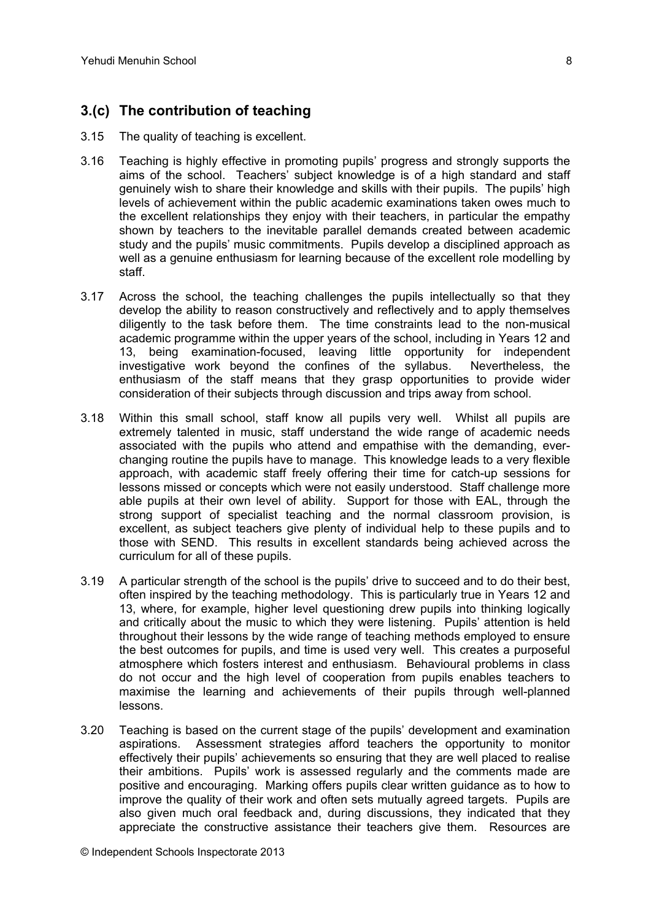## 3.(c) The contribution of teaching

3.15 The quality of teaching is excellent.

3.16 Teaching is highly effective in promoting pupils' progress and strongly supports the aims of the school. Teachers' subject knowledge is of a high standard and staff genuinely wish to share their knowledge and skills with their pupils. The pupils' high levels of achievement within the public academic examinations taken owes much to the excellent relationships they enjoy with their teachers, in particular the empathy shown by teachers to the inevitable parallel demands created between academic study and the pupils' music commitments. Pupils develop a disciplined approach as well as a genuine enthusiasm for learning because of the excellent role modelling by staff.

3.17 Across the school, the teaching challenges the pupils intellectually so that they develop the ability to reason constructively and reflectively and to apply themselves diligently to the task before them. The time constraints lead to the non-musical academic programme within the upper years of the school, including in Years 12 and 13, being examination-focused, leaving little opportunity for independent investigative work beyond the confines of the syllabus. Nevertheless, the enthusiasm of the staff means that they grasp opportunities to provide wider consideration of their subjects through discussion and trips away from school.

3.18 Within this small school, staff know all pupils very well. Whilst all pupils are extremely talented in music, staff understand the wide range of academic needs associated with the pupils who attend and empathise with the demanding, ever-changing routine the pupils have to manage. This knowledge leads to a very flexible approach, with academic staff freely offering their time for catch-up sessions for lessons missed or concepts which were not easily understood. Staff challenge more able pupils at their own level of ability. Support for those with EAL, through the strong support of specialist teaching and the normal classroom provision, is excellent, as subject teachers give plenty of individual help to these pupils and to those with SEND. This results in excellent standards being achieved across the curriculum for all of these pupils.

3.19 A particular strength of the school is the pupils' drive to succeed and to do their best, often inspired by the teaching methodology. This is particularly true in Years 12 and 13, where, for example, higher level questioning drew pupils into thinking logically and critically about the music to which they were listening. Pupils' attention is held throughout their lessons by the wide range of teaching methods employed to ensure the best outcomes for pupils, and time is used very well. This creates a purposeful atmosphere which fosters interest and enthusiasm. Behavioural problems in class do not occur and the high level of cooperation from pupils enables teachers to maximise the learning and achievements of their pupils through well-planned lessons.

3.20 Teaching is based on the current stage of the pupils' development and examination aspirations. Assessment strategies afford teachers the opportunity to monitor effectively their pupils' achievements so ensuring that they are well placed to realise their ambitions. Pupils' work is assessed regularly and the comments made are positive and encouraging. Marking offers pupils clear written guidance as to how to improve the quality of their work and often sets mutually agreed targets. Pupils are also given much oral feedback and, during discussions, they indicated that they appreciate the constructive assistance their teachers give them. Resources are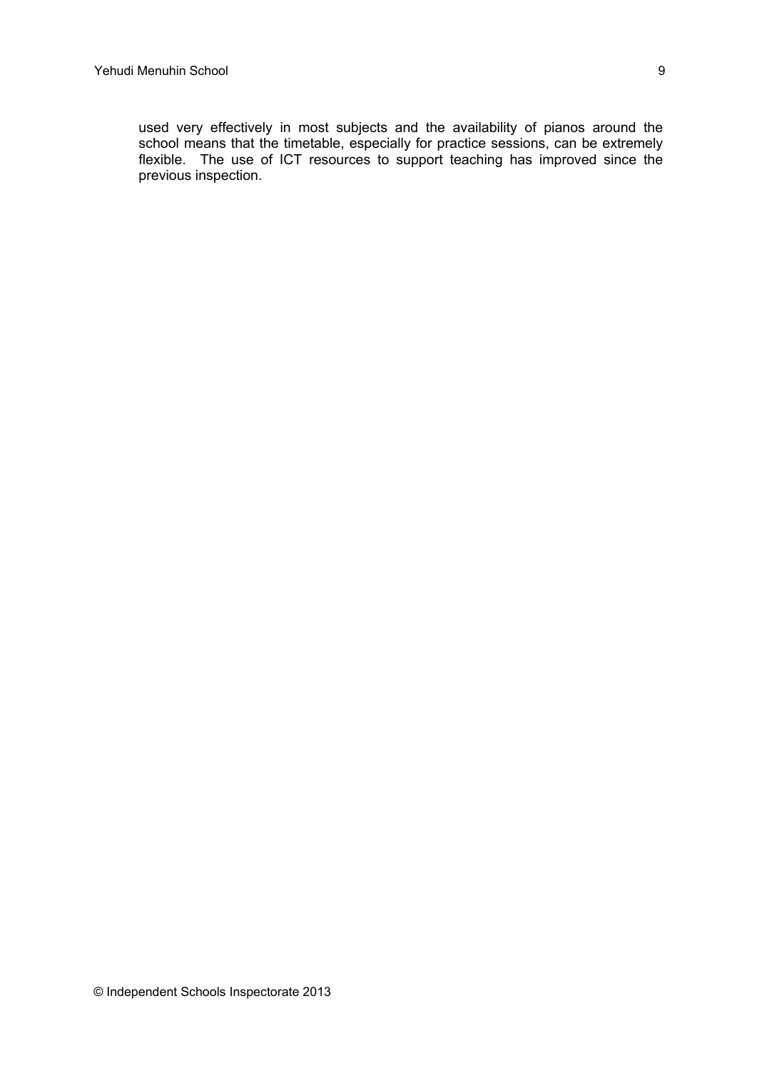used very effectively in most subjects and the availability of pianos around the school means that the timetable, especially for practice sessions, can be extremely flexible. The use of ICT resources to support teaching has improved since the previous inspection.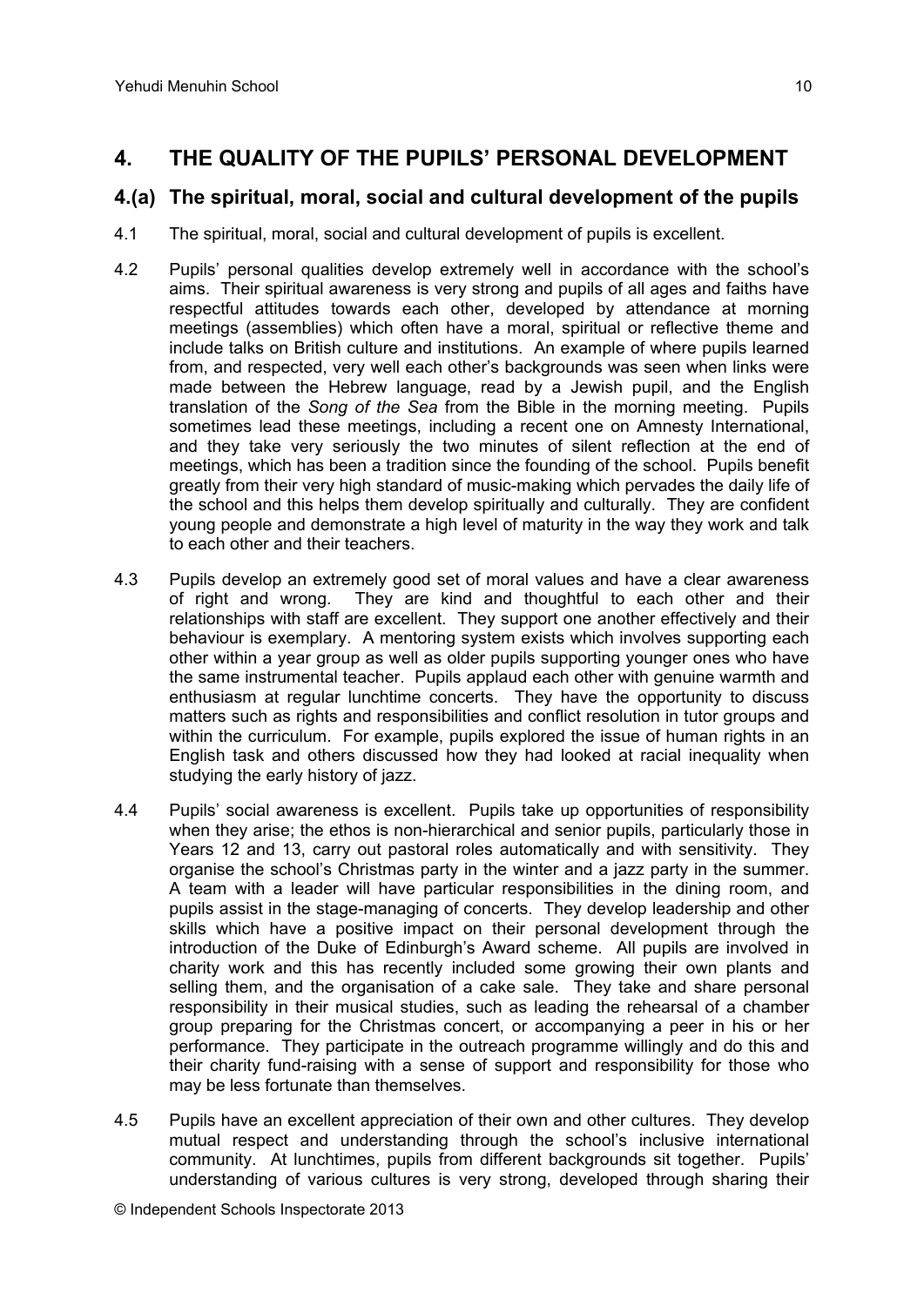## 4. THE QUALITY OF THE PUPILS' PERSONAL DEVELOPMENT

### 4.(a) The spiritual, moral, social and cultural development of the pupils

4.1 The spiritual, moral, social and cultural development of pupils is excellent.

4.2 Pupils' personal qualities develop extremely well in accordance with the school's aims. Their spiritual awareness is very strong and pupils of all ages and faiths have respectful attitudes towards each other, developed by attendance at morning meetings (assemblies) which often have a moral, spiritual or reflective theme and include talks on British culture and institutions. An example of where pupils learned from, and respected, very well each other's backgrounds was seen when links were made between the Hebrew language, read by a Jewish pupil, and the English translation of the *Song of the Sea* from the Bible in the morning meeting. Pupils sometimes lead these meetings, including a recent one on Amnesty International, and they take very seriously the two minutes of silent reflection at the end of meetings, which has been a tradition since the founding of the school. Pupils benefit greatly from their very high standard of music-making which pervades the daily life of the school and this helps them develop spiritually and culturally. They are confident young people and demonstrate a high level of maturity in the way they work and talk to each other and their teachers.

4.3 Pupils develop an extremely good set of moral values and have a clear awareness of right and wrong. They are kind and thoughtful to each other and their relationships with staff are excellent. They support one another effectively and their behaviour is exemplary. A mentoring system exists which involves supporting each other within a year group as well as older pupils supporting younger ones who have the same instrumental teacher. Pupils applaud each other with genuine warmth and enthusiasm at regular lunchtime concerts. They have the opportunity to discuss matters such as rights and responsibilities and conflict resolution in tutor groups and within the curriculum. For example, pupils explored the issue of human rights in an English task and others discussed how they had looked at racial inequality when studying the early history of jazz.

4.4 Pupils' social awareness is excellent. Pupils take up opportunities of responsibility when they arise; the ethos is non-hierarchical and senior pupils, particularly those in Years 12 and 13, carry out pastoral roles automatically and with sensitivity. They organise the school's Christmas party in the winter and a jazz party in the summer. A team with a leader will have particular responsibilities in the dining room, and pupils assist in the stage-managing of concerts. They develop leadership and other skills which have a positive impact on their personal development through the introduction of the Duke of Edinburgh's Award scheme. All pupils are involved in charity work and this has recently included some growing their own plants and selling them, and the organisation of a cake sale. They take and share personal responsibility in their musical studies, such as leading the rehearsal of a chamber group preparing for the Christmas concert, or accompanying a peer in his or her performance. They participate in the outreach programme willingly and do this and their charity fund-raising with a sense of support and responsibility for those who may be less fortunate than themselves.

4.5 Pupils have an excellent appreciation of their own and other cultures. They develop mutual respect and understanding through the school's inclusive international community. At lunchtimes, pupils from different backgrounds sit together. Pupils' understanding of various cultures is very strong, developed through sharing their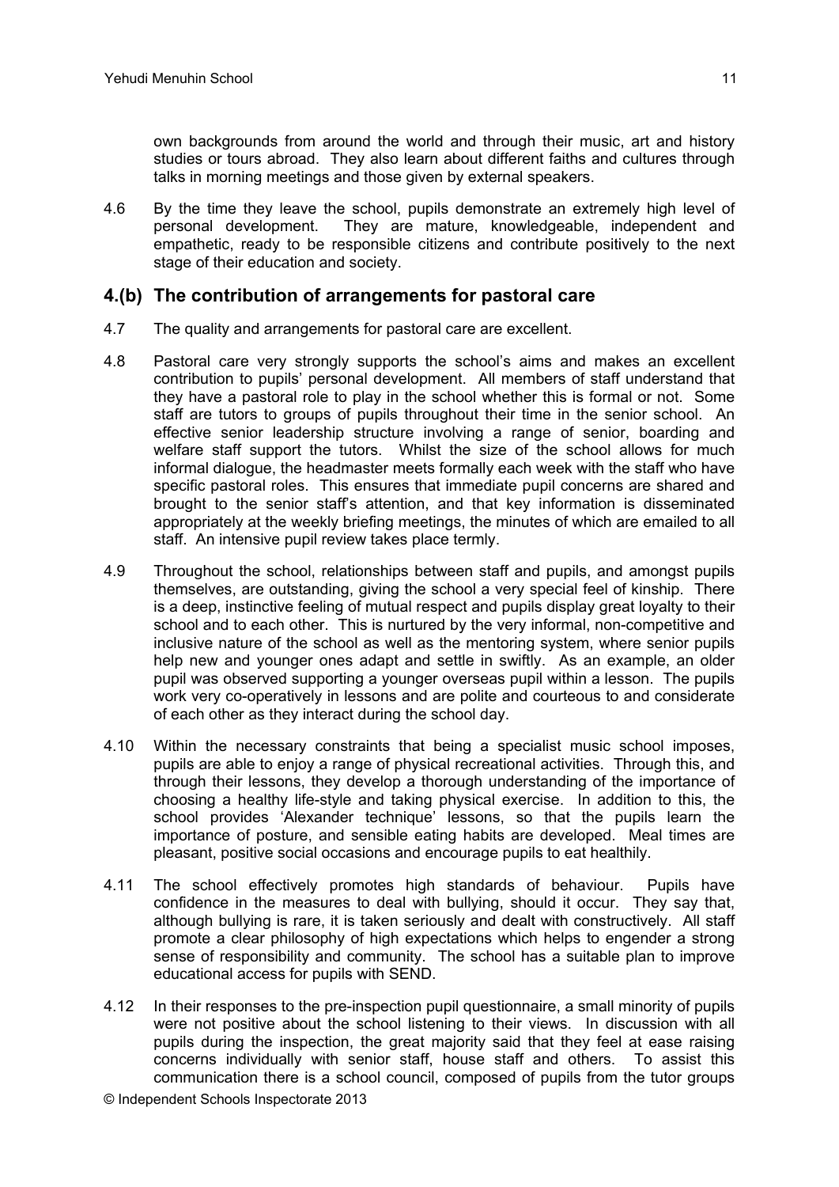own backgrounds from around the world and through their music, art and history studies or tours abroad. They also learn about different faiths and cultures through talks in morning meetings and those given by external speakers.

4.6 By the time they leave the school, pupils demonstrate an extremely high level of personal development. They are mature, knowledgeable, independent and empathetic, ready to be responsible citizens and contribute positively to the next stage of their education and society.

## 4.(b) The contribution of arrangements for pastoral care

4.7 The quality and arrangements for pastoral care are excellent.

4.8 Pastoral care very strongly supports the school's aims and makes an excellent contribution to pupils' personal development. All members of staff understand that they have a pastoral role to play in the school whether this is formal or not. Some staff are tutors to groups of pupils throughout their time in the senior school. An effective senior leadership structure involving a range of senior, boarding and welfare staff support the tutors. Whilst the size of the school allows for much informal dialogue, the headmaster meets formally each week with the staff who have specific pastoral roles. This ensures that immediate pupil concerns are shared and brought to the senior staff's attention, and that key information is disseminated appropriately at the weekly briefing meetings, the minutes of which are emailed to all staff. An intensive pupil review takes place termly.

4.9 Throughout the school, relationships between staff and pupils, and amongst pupils themselves, are outstanding, giving the school a very special feel of kinship. There is a deep, instinctive feeling of mutual respect and pupils display great loyalty to their school and to each other. This is nurtured by the very informal, non-competitive and inclusive nature of the school as well as the mentoring system, where senior pupils help new and younger ones adapt and settle in swiftly. As an example, an older pupil was observed supporting a younger overseas pupil within a lesson. The pupils work very co-operatively in lessons and are polite and courteous to and considerate of each other as they interact during the school day.

4.10 Within the necessary constraints that being a specialist music school imposes, pupils are able to enjoy a range of physical recreational activities. Through this, and through their lessons, they develop a thorough understanding of the importance of choosing a healthy life-style and taking physical exercise. In addition to this, the school provides 'Alexander technique' lessons, so that the pupils learn the importance of posture, and sensible eating habits are developed. Meal times are pleasant, positive social occasions and encourage pupils to eat healthily.

4.11 The school effectively promotes high standards of behaviour. Pupils have confidence in the measures to deal with bullying, should it occur. They say that, although bullying is rare, it is taken seriously and dealt with constructively. All staff promote a clear philosophy of high expectations which helps to engender a strong sense of responsibility and community. The school has a suitable plan to improve educational access for pupils with SEND.

4.12 In their responses to the pre-inspection pupil questionnaire, a small minority of pupils were not positive about the school listening to their views. In discussion with all pupils during the inspection, the great majority said that they feel at ease raising concerns individually with senior staff, house staff and others. To assist this communication there is a school council, composed of pupils from the tutor groups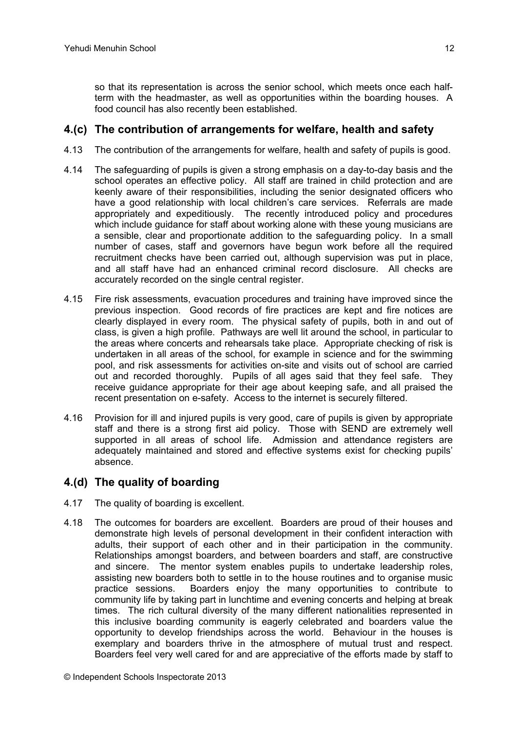so that its representation is across the senior school, which meets once each half-term with the headmaster, as well as opportunities within the boarding houses. A food council has also recently been established.

## 4.(c) The contribution of arrangements for welfare, health and safety

4.13 The contribution of the arrangements for welfare, health and safety of pupils is good.

4.14 The safeguarding of pupils is given a strong emphasis on a day-to-day basis and the school operates an effective policy. All staff are trained in child protection and are keenly aware of their responsibilities, including the senior designated officers who have a good relationship with local children's care services. Referrals are made appropriately and expeditiously. The recently introduced policy and procedures which include guidance for staff about working alone with these young musicians are a sensible, clear and proportionate addition to the safeguarding policy. In a small number of cases, staff and governors have begun work before all the required recruitment checks have been carried out, although supervision was put in place, and all staff have had an enhanced criminal record disclosure. All checks are accurately recorded on the single central register.

4.15 Fire risk assessments, evacuation procedures and training have improved since the previous inspection. Good records of fire practices are kept and fire notices are clearly displayed in every room. The physical safety of pupils, both in and out of class, is given a high profile. Pathways are well lit around the school, in particular to the areas where concerts and rehearsals take place. Appropriate checking of risk is undertaken in all areas of the school, for example in science and for the swimming pool, and risk assessments for activities on-site and visits out of school are carried out and recorded thoroughly. Pupils of all ages said that they feel safe. They receive guidance appropriate for their age about keeping safe, and all praised the recent presentation on e-safety. Access to the internet is securely filtered.

4.16 Provision for ill and injured pupils is very good, care of pupils is given by appropriate staff and there is a strong first aid policy. Those with SEND are extremely well supported in all areas of school life. Admission and attendance registers are adequately maintained and stored and effective systems exist for checking pupils' absence.

## 4.(d) The quality of boarding

4.17 The quality of boarding is excellent.

4.18 The outcomes for boarders are excellent. Boarders are proud of their houses and demonstrate high levels of personal development in their confident interaction with adults, their support of each other and in their participation in the community. Relationships amongst boarders, and between boarders and staff, are constructive and sincere. The mentor system enables pupils to undertake leadership roles, assisting new boarders both to settle in to the house routines and to organise music practice sessions. Boarders enjoy the many opportunities to contribute to community life by taking part in lunchtime and evening concerts and helping at break times. The rich cultural diversity of the many different nationalities represented in this inclusive boarding community is eagerly celebrated and boarders value the opportunity to develop friendships across the world. Behaviour in the houses is exemplary and boarders thrive in the atmosphere of mutual trust and respect. Boarders feel very well cared for and are appreciative of the efforts made by staff to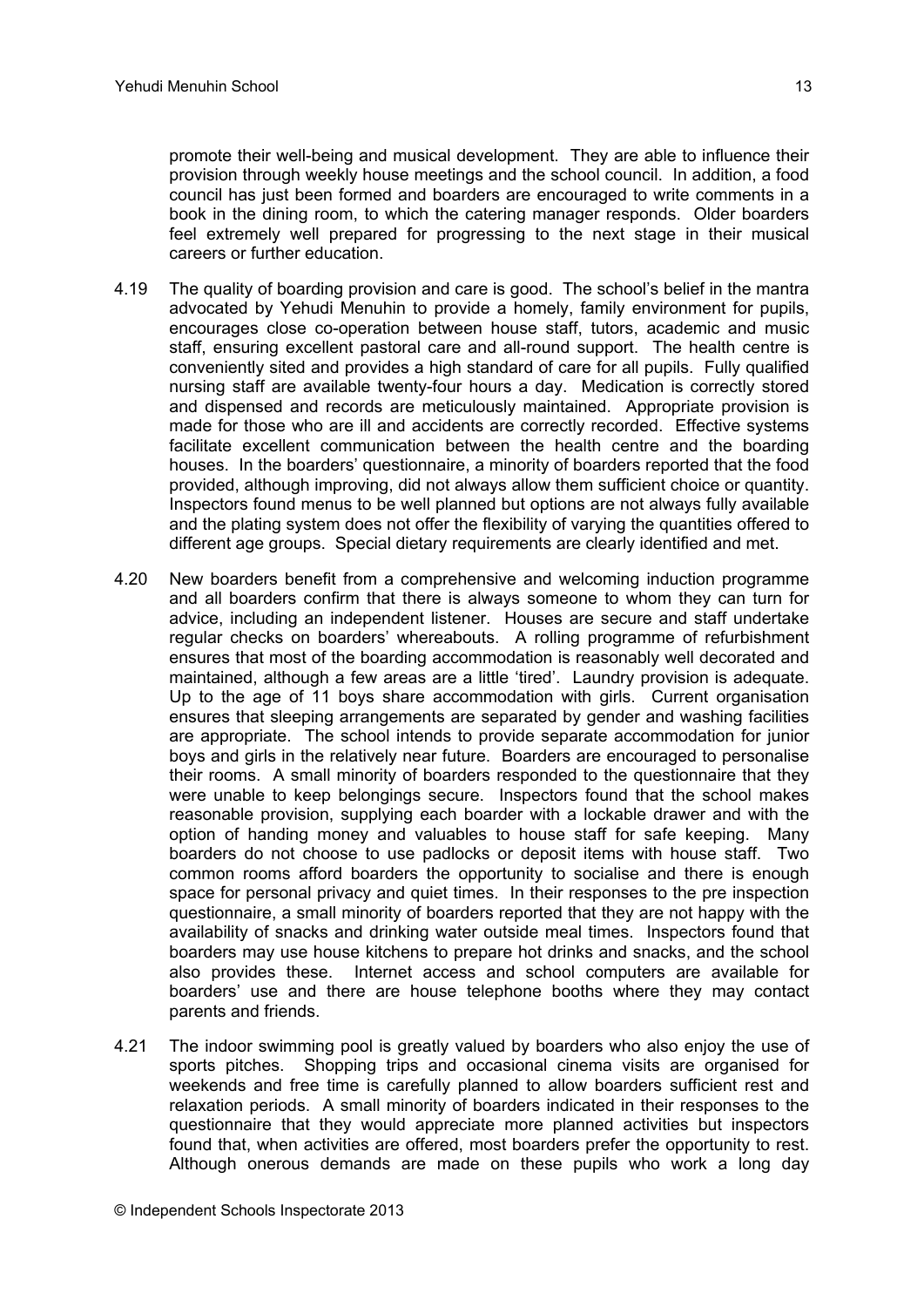promote their well-being and musical development. They are able to influence their provision through weekly house meetings and the school council. In addition, a food council has just been formed and boarders are encouraged to write comments in a book in the dining room, to which the catering manager responds. Older boarders feel extremely well prepared for progressing to the next stage in their musical careers or further education.

4.19 The quality of boarding provision and care is good. The school's belief in the mantra advocated by Yehudi Menuhin to provide a homely, family environment for pupils, encourages close co-operation between house staff, tutors, academic and music staff, ensuring excellent pastoral care and all-round support. The health centre is conveniently sited and provides a high standard of care for all pupils. Fully qualified nursing staff are available twenty-four hours a day. Medication is correctly stored and dispensed and records are meticulously maintained. Appropriate provision is made for those who are ill and accidents are correctly recorded. Effective systems facilitate excellent communication between the health centre and the boarding houses. In the boarders' questionnaire, a minority of boarders reported that the food provided, although improving, did not always allow them sufficient choice or quantity. Inspectors found menus to be well planned but options are not always fully available and the plating system does not offer the flexibility of varying the quantities offered to different age groups. Special dietary requirements are clearly identified and met.

4.20 New boarders benefit from a comprehensive and welcoming induction programme and all boarders confirm that there is always someone to whom they can turn for advice, including an independent listener. Houses are secure and staff undertake regular checks on boarders' whereabouts. A rolling programme of refurbishment ensures that most of the boarding accommodation is reasonably well decorated and maintained, although a few areas are a little 'tired'. Laundry provision is adequate. Up to the age of 11 boys share accommodation with girls. Current organisation ensures that sleeping arrangements are separated by gender and washing facilities are appropriate. The school intends to provide separate accommodation for junior boys and girls in the relatively near future. Boarders are encouraged to personalise their rooms. A small minority of boarders responded to the questionnaire that they were unable to keep belongings secure. Inspectors found that the school makes reasonable provision, supplying each boarder with a lockable drawer and with the option of handing money and valuables to house staff for safe keeping. Many boarders do not choose to use padlocks or deposit items with house staff. Two common rooms afford boarders the opportunity to socialise and there is enough space for personal privacy and quiet times. In their responses to the pre inspection questionnaire, a small minority of boarders reported that they are not happy with the availability of snacks and drinking water outside meal times. Inspectors found that boarders may use house kitchens to prepare hot drinks and snacks, and the school also provides these. Internet access and school computers are available for boarders' use and there are house telephone booths where they may contact parents and friends.

4.21 The indoor swimming pool is greatly valued by boarders who also enjoy the use of sports pitches. Shopping trips and occasional cinema visits are organised for weekends and free time is carefully planned to allow boarders sufficient rest and relaxation periods. A small minority of boarders indicated in their responses to the questionnaire that they would appreciate more planned activities but inspectors found that, when activities are offered, most boarders prefer the opportunity to rest. Although onerous demands are made on these pupils who work a long day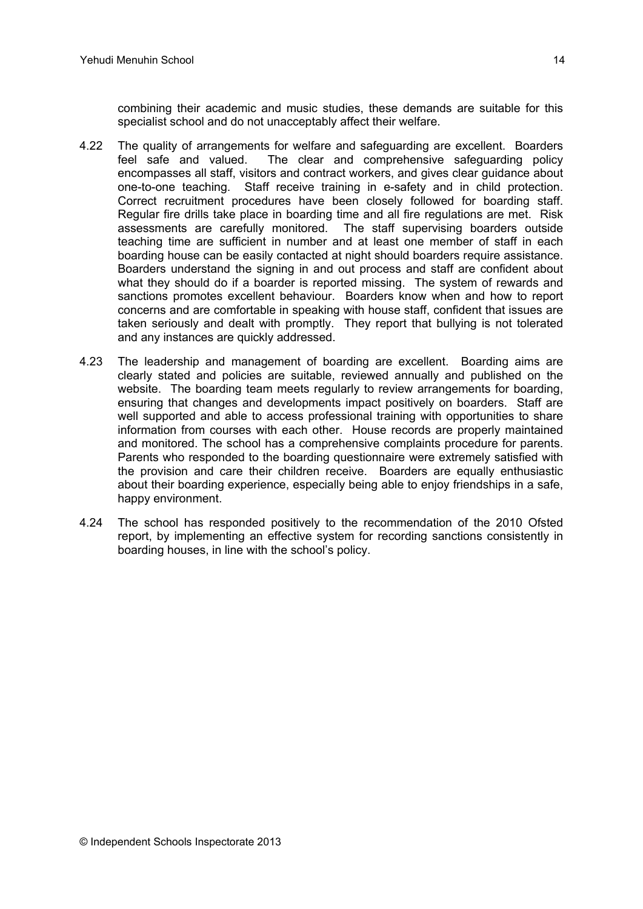combining their academic and music studies, these demands are suitable for this specialist school and do not unacceptably affect their welfare.

4.22 The quality of arrangements for welfare and safeguarding are excellent. Boarders feel safe and valued. The clear and comprehensive safeguarding policy encompasses all staff, visitors and contract workers, and gives clear guidance about one-to-one teaching. Staff receive training in e-safety and in child protection. Correct recruitment procedures have been closely followed for boarding staff. Regular fire drills take place in boarding time and all fire regulations are met. Risk assessments are carefully monitored. The staff supervising boarders outside teaching time are sufficient in number and at least one member of staff in each boarding house can be easily contacted at night should boarders require assistance. Boarders understand the signing in and out process and staff are confident about what they should do if a boarder is reported missing. The system of rewards and sanctions promotes excellent behaviour. Boarders know when and how to report concerns and are comfortable in speaking with house staff, confident that issues are taken seriously and dealt with promptly. They report that bullying is not tolerated and any instances are quickly addressed.

4.23 The leadership and management of boarding are excellent. Boarding aims are clearly stated and policies are suitable, reviewed annually and published on the website. The boarding team meets regularly to review arrangements for boarding, ensuring that changes and developments impact positively on boarders. Staff are well supported and able to access professional training with opportunities to share information from courses with each other. House records are properly maintained and monitored. The school has a comprehensive complaints procedure for parents. Parents who responded to the boarding questionnaire were extremely satisfied with the provision and care their children receive. Boarders are equally enthusiastic about their boarding experience, especially being able to enjoy friendships in a safe, happy environment.

4.24 The school has responded positively to the recommendation of the 2010 Ofsted report, by implementing an effective system for recording sanctions consistently in boarding houses, in line with the school's policy.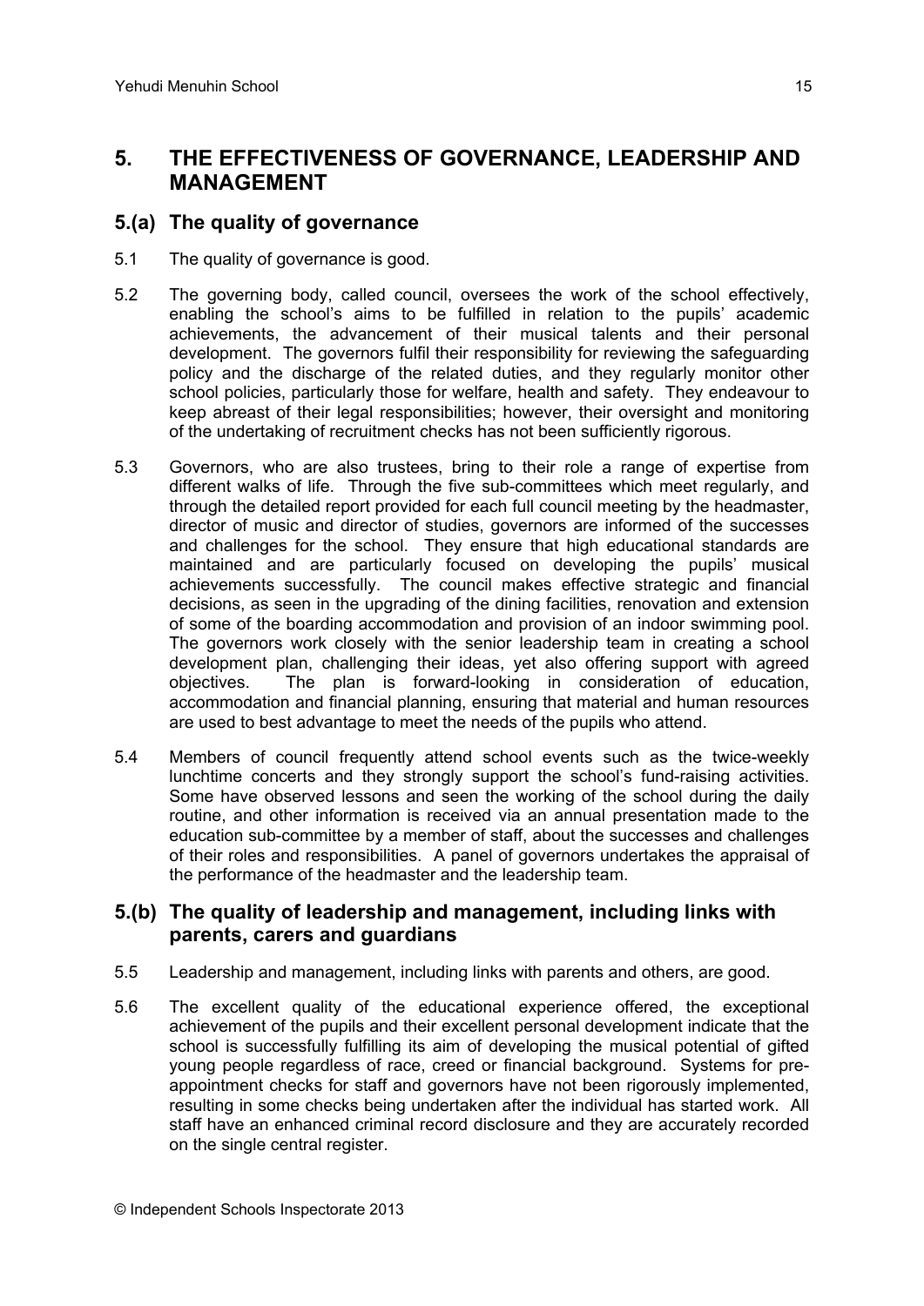## 5. THE EFFECTIVENESS OF GOVERNANCE, LEADERSHIP AND MANAGEMENT

### 5.(a) The quality of governance

5.1 The quality of governance is good.

5.2 The governing body, called council, oversees the work of the school effectively, enabling the school's aims to be fulfilled in relation to the pupils' academic achievements, the advancement of their musical talents and their personal development. The governors fulfil their responsibility for reviewing the safeguarding policy and the discharge of the related duties, and they regularly monitor other school policies, particularly those for welfare, health and safety. They endeavour to keep abreast of their legal responsibilities; however, their oversight and monitoring of the undertaking of recruitment checks has not been sufficiently rigorous.

5.3 Governors, who are also trustees, bring to their role a range of expertise from different walks of life. Through the five sub-committees which meet regularly, and through the detailed report provided for each full council meeting by the headmaster, director of music and director of studies, governors are informed of the successes and challenges for the school. They ensure that high educational standards are maintained and are particularly focused on developing the pupils' musical achievements successfully. The council makes effective strategic and financial decisions, as seen in the upgrading of the dining facilities, renovation and extension of some of the boarding accommodation and provision of an indoor swimming pool. The governors work closely with the senior leadership team in creating a school development plan, challenging their ideas, yet also offering support with agreed objectives. The plan is forward-looking in consideration of education, accommodation and financial planning, ensuring that material and human resources are used to best advantage to meet the needs of the pupils who attend.

5.4 Members of council frequently attend school events such as the twice-weekly lunchtime concerts and they strongly support the school's fund-raising activities. Some have observed lessons and seen the working of the school during the daily routine, and other information is received via an annual presentation made to the education sub-committee by a member of staff, about the successes and challenges of their roles and responsibilities. A panel of governors undertakes the appraisal of the performance of the headmaster and the leadership team.

### 5.(b) The quality of leadership and management, including links with parents, carers and guardians

5.5 Leadership and management, including links with parents and others, are good.

5.6 The excellent quality of the educational experience offered, the exceptional achievement of the pupils and their excellent personal development indicate that the school is successfully fulfilling its aim of developing the musical potential of gifted young people regardless of race, creed or financial background. Systems for pre-appointment checks for staff and governors have not been rigorously implemented, resulting in some checks being undertaken after the individual has started work. All staff have an enhanced criminal record disclosure and they are accurately recorded on the single central register.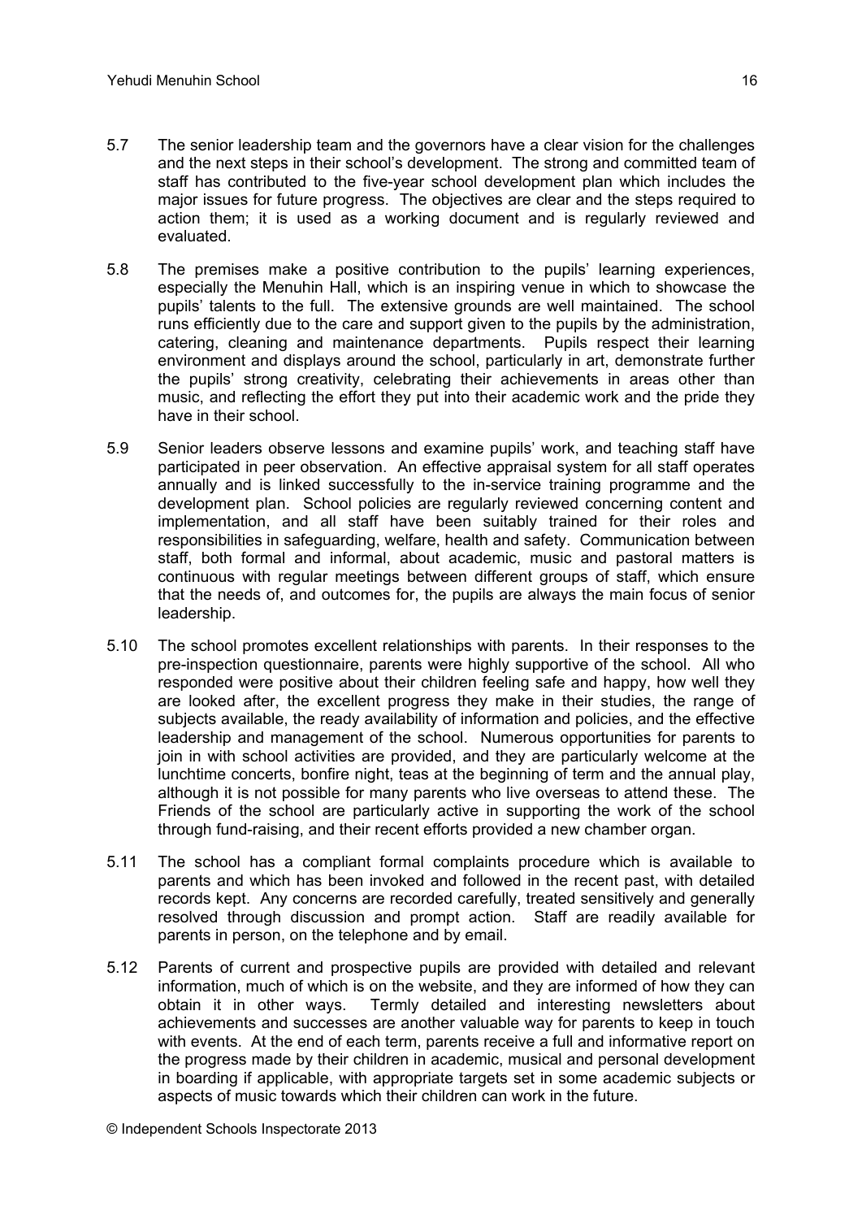5.7 The senior leadership team and the governors have a clear vision for the challenges and the next steps in their school's development. The strong and committed team of staff has contributed to the five-year school development plan which includes the major issues for future progress. The objectives are clear and the steps required to action them; it is used as a working document and is regularly reviewed and evaluated.

5.8 The premises make a positive contribution to the pupils' learning experiences, especially the Menuhin Hall, which is an inspiring venue in which to showcase the pupils' talents to the full. The extensive grounds are well maintained. The school runs efficiently due to the care and support given to the pupils by the administration, catering, cleaning and maintenance departments. Pupils respect their learning environment and displays around the school, particularly in art, demonstrate further the pupils' strong creativity, celebrating their achievements in areas other than music, and reflecting the effort they put into their academic work and the pride they have in their school.

5.9 Senior leaders observe lessons and examine pupils' work, and teaching staff have participated in peer observation. An effective appraisal system for all staff operates annually and is linked successfully to the in-service training programme and the development plan. School policies are regularly reviewed concerning content and implementation, and all staff have been suitably trained for their roles and responsibilities in safeguarding, welfare, health and safety. Communication between staff, both formal and informal, about academic, music and pastoral matters is continuous with regular meetings between different groups of staff, which ensure that the needs of, and outcomes for, the pupils are always the main focus of senior leadership.

5.10 The school promotes excellent relationships with parents. In their responses to the pre-inspection questionnaire, parents were highly supportive of the school. All who responded were positive about their children feeling safe and happy, how well they are looked after, the excellent progress they make in their studies, the range of subjects available, the ready availability of information and policies, and the effective leadership and management of the school. Numerous opportunities for parents to join in with school activities are provided, and they are particularly welcome at the lunchtime concerts, bonfire night, teas at the beginning of term and the annual play, although it is not possible for many parents who live overseas to attend these. The Friends of the school are particularly active in supporting the work of the school through fund-raising, and their recent efforts provided a new chamber organ.

5.11 The school has a compliant formal complaints procedure which is available to parents and which has been invoked and followed in the recent past, with detailed records kept. Any concerns are recorded carefully, treated sensitively and generally resolved through discussion and prompt action. Staff are readily available for parents in person, on the telephone and by email.

5.12 Parents of current and prospective pupils are provided with detailed and relevant information, much of which is on the website, and they are informed of how they can obtain it in other ways. Termly detailed and interesting newsletters about achievements and successes are another valuable way for parents to keep in touch with events. At the end of each term, parents receive a full and informative report on the progress made by their children in academic, musical and personal development in boarding if applicable, with appropriate targets set in some academic subjects or aspects of music towards which their children can work in the future.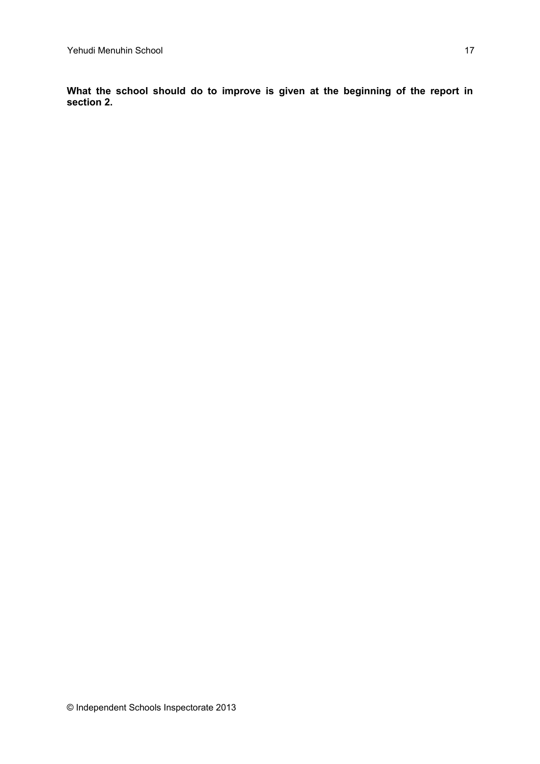**What the school should do to improve is given at the beginning of the report in section 2.**